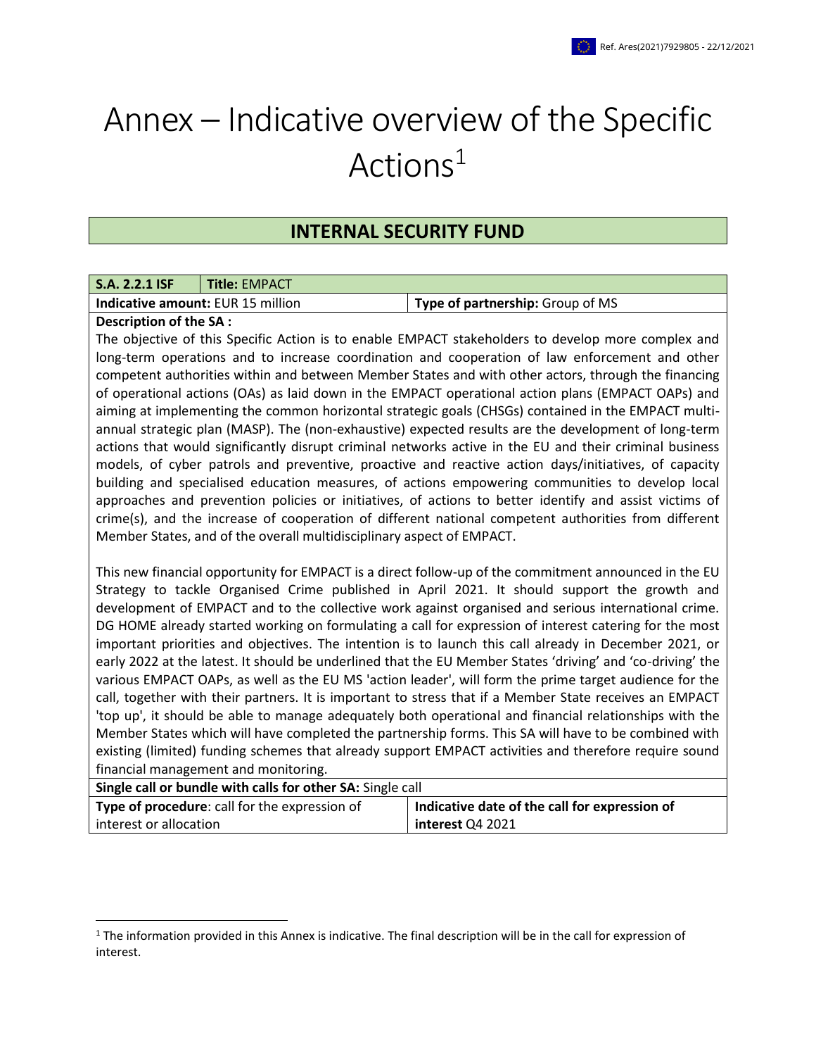# Annex – Indicative overview of the Specific Actions[1]

## INTERNAL SECURITY FUND

| **S.A. 2.2.1 ISF** | **Title:** EMPACT |
|---|---|
| **Indicative amount:** EUR 15 million | **Type of partnership:** Group of MS |

**Description of the SA :**

The objective of this Specific Action is to enable EMPACT stakeholders to develop more complex and long-term operations and to increase coordination and cooperation of law enforcement and other competent authorities within and between Member States and with other actors, through the financing of operational actions (OAs) as laid down in the EMPACT operational action plans (EMPACT OAPs) and aiming at implementing the common horizontal strategic goals (CHSGs) contained in the EMPACT multi-annual strategic plan (MASP). The (non-exhaustive) expected results are the development of long-term actions that would significantly disrupt criminal networks active in the EU and their criminal business models, of cyber patrols and preventive, proactive and reactive action days/initiatives, of capacity building and specialised education measures, of actions empowering communities to develop local approaches and prevention policies or initiatives, of actions to better identify and assist victims of crime(s), and the increase of cooperation of different national competent authorities from different Member States, and of the overall multidisciplinary aspect of EMPACT.

This new financial opportunity for EMPACT is a direct follow-up of the commitment announced in the EU Strategy to tackle Organised Crime published in April 2021. It should support the growth and development of EMPACT and to the collective work against organised and serious international crime. DG HOME already started working on formulating a call for expression of interest catering for the most important priorities and objectives. The intention is to launch this call already in December 2021, or early 2022 at the latest. It should be underlined that the EU Member States 'driving' and 'co-driving' the various EMPACT OAPs, as well as the EU MS 'action leader', will form the prime target audience for the call, together with their partners. It is important to stress that if a Member State receives an EMPACT 'top up', it should be able to manage adequately both operational and financial relationships with the Member States which will have completed the partnership forms. This SA will have to be combined with existing (limited) funding schemes that already support EMPACT activities and therefore require sound financial management and monitoring.

| **Single call or bundle with calls for other SA:** Single call | |
|---|---|
| **Type of procedure**: call for the expression of interest or allocation | **Indicative date of the call for expression of interest** Q4 2021 |

[1] The information provided in this Annex is indicative. The final description will be in the call for expression of interest.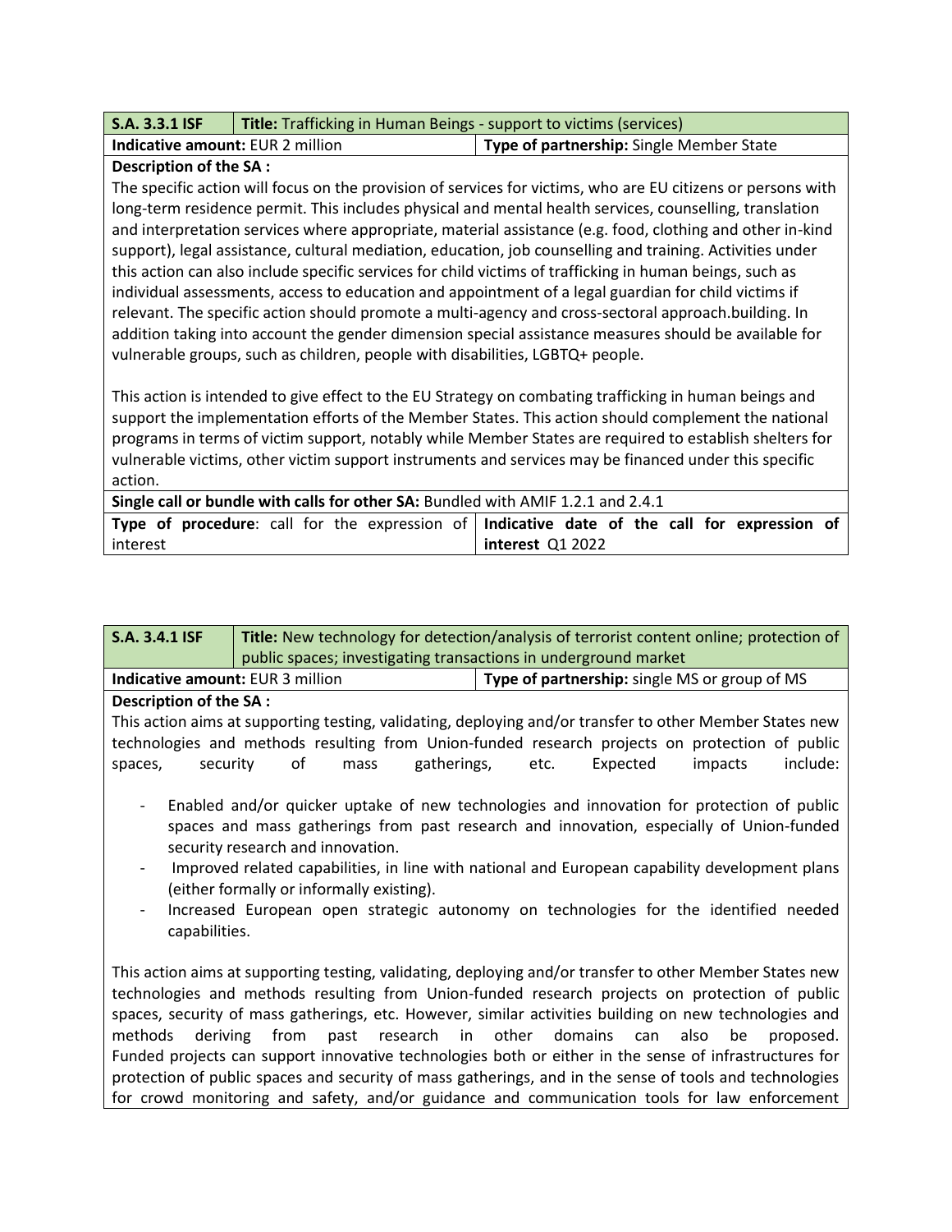| **S.A. 3.3.1 ISF** | **Title:** Trafficking in Human Beings - support to victims (services) |
|---|---|
| **Indicative amount:** EUR 2 million | **Type of partnership:** Single Member State |

**Description of the SA :**

The specific action will focus on the provision of services for victims, who are EU citizens or persons with long-term residence permit. This includes physical and mental health services, counselling, translation and interpretation services where appropriate, material assistance (e.g. food, clothing and other in-kind support), legal assistance, cultural mediation, education, job counselling and training. Activities under this action can also include specific services for child victims of trafficking in human beings, such as individual assessments, access to education and appointment of a legal guardian for child victims if relevant. The specific action should promote a multi-agency and cross-sectoral approach.building. In addition taking into account the gender dimension special assistance measures should be available for vulnerable groups, such as children, people with disabilities, LGBTQ+ people.

This action is intended to give effect to the EU Strategy on combating trafficking in human beings and support the implementation efforts of the Member States. This action should complement the national programs in terms of victim support, notably while Member States are required to establish shelters for vulnerable victims, other victim support instruments and services may be financed under this specific action.

**Single call or bundle with calls for other SA:** Bundled with AMIF 1.2.1 and 2.4.1

| **Type of procedure**: call for the expression of interest | **Indicative date of the call for expression of interest** Q1 2022 |
|---|---|

| **S.A. 3.4.1 ISF** | **Title:** New technology for detection/analysis of terrorist content online; protection of public spaces; investigating transactions in underground market |
|---|---|
| **Indicative amount:** EUR 3 million | **Type of partnership:** single MS or group of MS |

**Description of the SA :**

This action aims at supporting testing, validating, deploying and/or transfer to other Member States new technologies and methods resulting from Union-funded research projects on protection of public spaces, security of mass gatherings, etc. Expected impacts include:

- Enabled and/or quicker uptake of new technologies and innovation for protection of public spaces and mass gatherings from past research and innovation, especially of Union-funded security research and innovation.
- Improved related capabilities, in line with national and European capability development plans (either formally or informally existing).
- Increased European open strategic autonomy on technologies for the identified needed capabilities.

This action aims at supporting testing, validating, deploying and/or transfer to other Member States new technologies and methods resulting from Union-funded research projects on protection of public spaces, security of mass gatherings, etc. However, similar activities building on new technologies and methods deriving from past research in other domains can also be proposed. Funded projects can support innovative technologies both or either in the sense of infrastructures for protection of public spaces and security of mass gatherings, and in the sense of tools and technologies for crowd monitoring and safety, and/or guidance and communication tools for law enforcement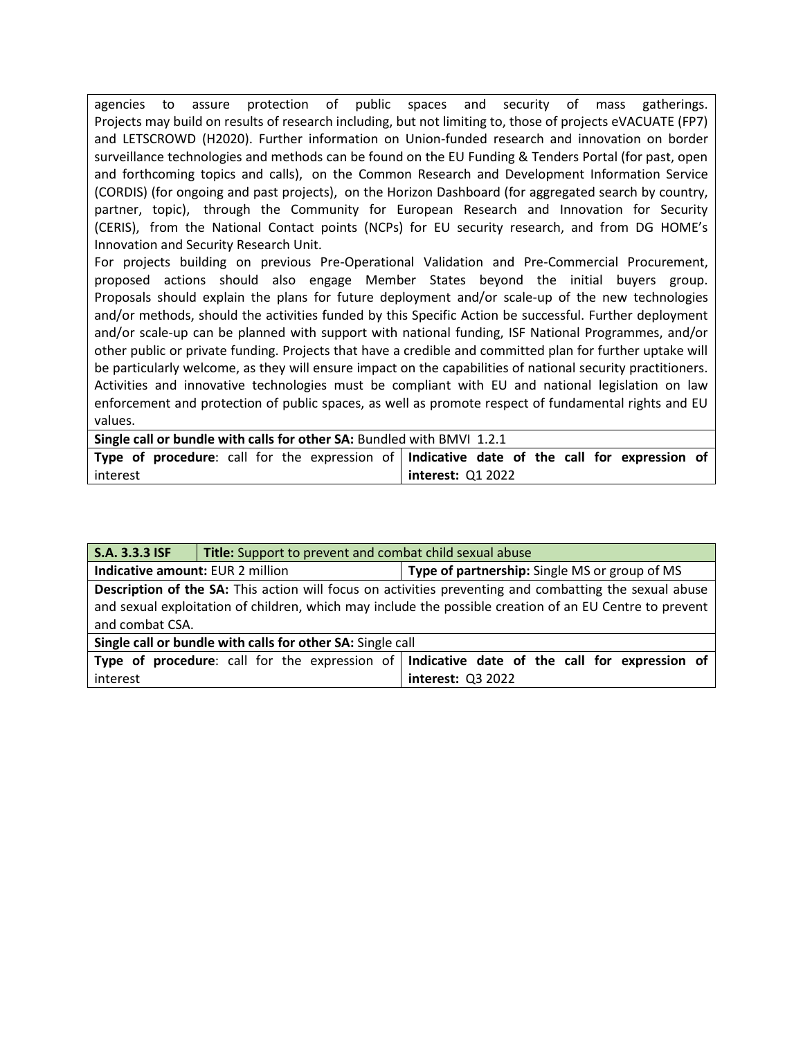| | |
|---|---|
| agencies to assure protection of public spaces and security of mass gatherings. Projects may build on results of research including, but not limiting to, those of projects eVACUATE (FP7) and LETSCROWD (H2020). Further information on Union-funded research and innovation on border surveillance technologies and methods can be found on the EU Funding & Tenders Portal (for past, open and forthcoming topics and calls), on the Common Research and Development Information Service (CORDIS) (for ongoing and past projects), on the Horizon Dashboard (for aggregated search by country, partner, topic), through the Community for European Research and Innovation for Security (CERIS), from the National Contact points (NCPs) for EU security research, and from DG HOME's Innovation and Security Research Unit.<br>For projects building on previous Pre-Operational Validation and Pre-Commercial Procurement, proposed actions should also engage Member States beyond the initial buyers group. Proposals should explain the plans for future deployment and/or scale-up of the new technologies and/or methods, should the activities funded by this Specific Action be successful. Further deployment and/or scale-up can be planned with support with national funding, ISF National Programmes, and/or other public or private funding. Projects that have a credible and committed plan for further uptake will be particularly welcome, as they will ensure impact on the capabilities of national security practitioners. Activities and innovative technologies must be compliant with EU and national legislation on law enforcement and protection of public spaces, as well as promote respect of fundamental rights and EU values. | |
| **Single call or bundle with calls for other SA:** Bundled with BMVI 1.2.1 | |
| **Type of procedure**: call for the expression of interest | **Indicative date of the call for expression of interest:** Q1 2022 |

| **S.A. 3.3.3 ISF** | **Title:** Support to prevent and combat child sexual abuse |
|---|---|
| **Indicative amount:** EUR 2 million | **Type of partnership:** Single MS or group of MS |
| **Description of the SA:** This action will focus on activities preventing and combatting the sexual abuse and sexual exploitation of children, which may include the possible creation of an EU Centre to prevent and combat CSA. | |
| **Single call or bundle with calls for other SA:** Single call | |
| **Type of procedure**: call for the expression of interest | **Indicative date of the call for expression of interest:** Q3 2022 |